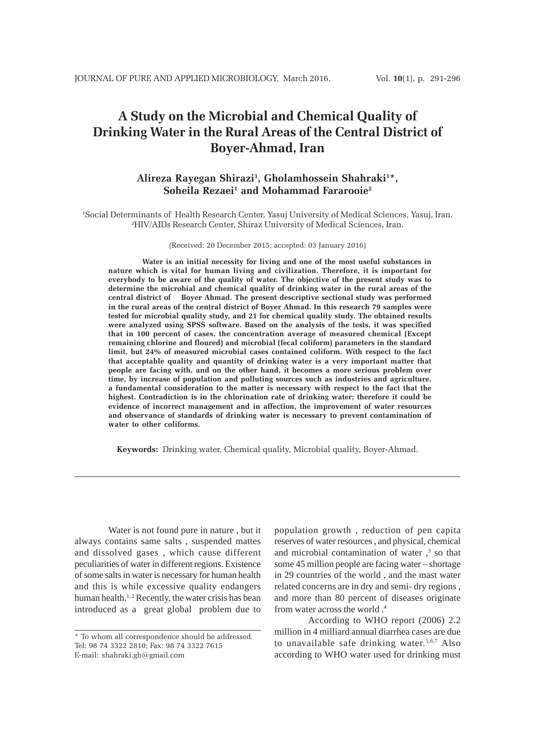# A Study on the Microbial and Chemical Quality of Drinking Water in the Rural Areas of the Central District of Boyer-Ahmad, Iran

**Alireza Rayegan Shirazi[1], Gholamhossein Shahraki[1]*, Soheila Rezaei[1] and Mohammad Fararooie[2]**

[1]Social Determinants of Health Research Center, Yasuj University of Medical Sciences, Yasuj, Iran.
[2]HIV/AIDs Research Center, Shiraz University of Medical Sciences, Iran.

(Received: 20 December 2015; accepted: 03 January 2016)

**Water is an initial necessity for living and one of the most useful substances in nature which is vital for human living and civilization. Therefore, it is important for everybody to be aware of the quality of water. The objective of the present study was to determine the microbial and chemical quality of drinking water in the rural areas of the central district of Boyer Ahmad. The present descriptive sectional study was performed in the rural areas of the central district of Boyer Ahmad. In this research 79 samples were tested for microbial quality study, and 21 for chemical quality study. The obtained results were analyzed using SPSS software. Based on the analysis of the tests, it was specified that in 100 percent of cases, the concentration average of measured chemical (Except remaining chlorine and floured) and microbial (fecal coliform) parameters in the standard limit, but 24% of measured microbial cases contained coliform. With respect to the fact that acceptable quality and quantity of drinking water is a very important matter that people are facing with, and on the other hand, it becomes a more serious problem over time, by increase of population and polluting sources such as industries and agriculture, a fundamental consideration to the matter is necessary with respect to the fact that the highest. Contradiction is in the chlorination rate of drinking water; therefore it could be evidence of incorrect management and in affection, the improvement of water resources and observance of standards of drinking water is necessary to prevent contamination of water to other coliforms.**

**Keywords:** Drinking water, Chemical quality, Microbial quality, Boyer-Ahmad.

---

Water is not found pure in nature , but it always contains same salts , suspended mattes and dissolved gases , which cause different peculiarities of water in different regions. Existence of some salts in water is necessary for human health and this is while excessive quality endangers human health.[1,2] Recently, the water crisis has bean introduced as a great global problem due to population growth , reduction of pen capita reserves of water resources , and physical, chemical and microbial contamination of water ,[3] so that some 45 million people are facing water – shortage in 29 countries of the world , and the mast water related concerns are in dry and semi- dry regions , and more than 80 percent of diseases originate from water across the world .[4]

According to WHO report (2006) 2.2 million in 4 milliard annual diarrhea cases are due to unavailable safe drinking water.[5,6,7] Also according to WHO water used for drinking must

* To whom all correspondence should be addressed.
Tel: 98 74 3322 2810; Fax: 98 74 3322 7615
E-mail: shahraki.gh@gmail.com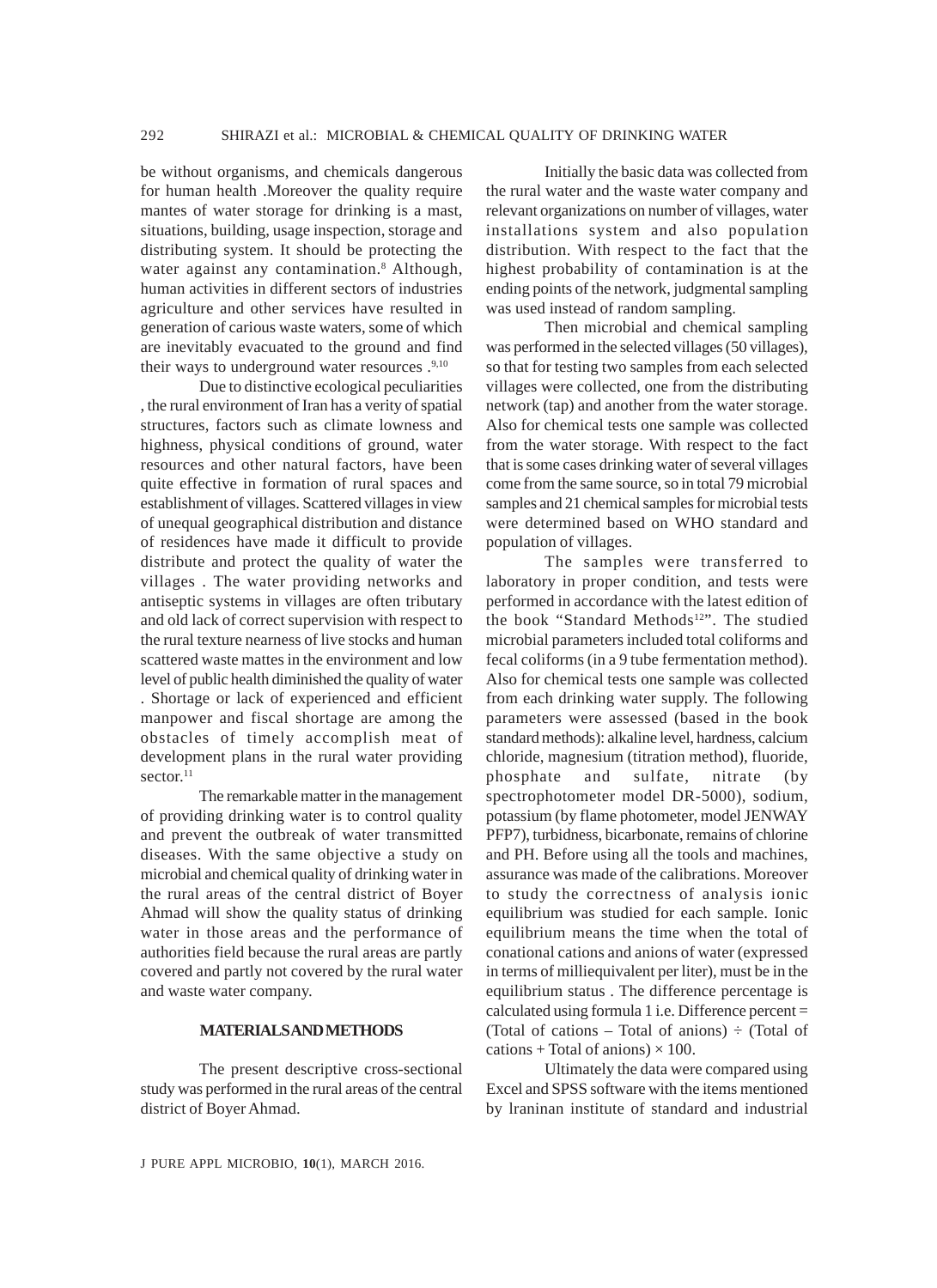be without organisms, and chemicals dangerous for human health .Moreover the quality require mantes of water storage for drinking is a mast, situations, building, usage inspection, storage and distributing system. It should be protecting the water against any contamination.[8] Although, human activities in different sectors of industries agriculture and other services have resulted in generation of carious waste waters, some of which are inevitably evacuated to the ground and find their ways to underground water resources .[9,10]

Due to distinctive ecological peculiarities , the rural environment of Iran has a verity of spatial structures, factors such as climate lowness and highness, physical conditions of ground, water resources and other natural factors, have been quite effective in formation of rural spaces and establishment of villages. Scattered villages in view of unequal geographical distribution and distance of residences have made it difficult to provide distribute and protect the quality of water the villages . The water providing networks and antiseptic systems in villages are often tributary and old lack of correct supervision with respect to the rural texture nearness of live stocks and human scattered waste mattes in the environment and low level of public health diminished the quality of water . Shortage or lack of experienced and efficient manpower and fiscal shortage are among the obstacles of timely accomplish meat of development plans in the rural water providing sector.[11]

The remarkable matter in the management of providing drinking water is to control quality and prevent the outbreak of water transmitted diseases. With the same objective a study on microbial and chemical quality of drinking water in the rural areas of the central district of Boyer Ahmad will show the quality status of drinking water in those areas and the performance of authorities field because the rural areas are partly covered and partly not covered by the rural water and waste water company.

## MATERIALS AND METHODS

The present descriptive cross-sectional study was performed in the rural areas of the central district of Boyer Ahmad.

Initially the basic data was collected from the rural water and the waste water company and relevant organizations on number of villages, water installations system and also population distribution. With respect to the fact that the highest probability of contamination is at the ending points of the network, judgmental sampling was used instead of random sampling.

Then microbial and chemical sampling was performed in the selected villages (50 villages), so that for testing two samples from each selected villages were collected, one from the distributing network (tap) and another from the water storage. Also for chemical tests one sample was collected from the water storage. With respect to the fact that is some cases drinking water of several villages come from the same source, so in total 79 microbial samples and 21 chemical samples for microbial tests were determined based on WHO standard and population of villages.

The samples were transferred to laboratory in proper condition, and tests were performed in accordance with the latest edition of the book "Standard Methods[12]". The studied microbial parameters included total coliforms and fecal coliforms (in a 9 tube fermentation method). Also for chemical tests one sample was collected from each drinking water supply. The following parameters were assessed (based in the book standard methods): alkaline level, hardness, calcium chloride, magnesium (titration method), fluoride, phosphate and sulfate, nitrate (by spectrophotometer model DR-5000), sodium, potassium (by flame photometer, model JENWAY PFP7), turbidness, bicarbonate, remains of chlorine and PH. Before using all the tools and machines, assurance was made of the calibrations. Moreover to study the correctness of analysis ionic equilibrium was studied for each sample. Ionic equilibrium means the time when the total of conational cations and anions of water (expressed in terms of milliequivalent per liter), must be in the equilibrium status . The difference percentage is calculated using formula 1 i.e. Difference percent = (Total of cations – Total of anions) $\div$ (Total of cations + Total of anions) $\times$ 100.

Ultimately the data were compared using Excel and SPSS software with the items mentioned by lraninan institute of standard and industrial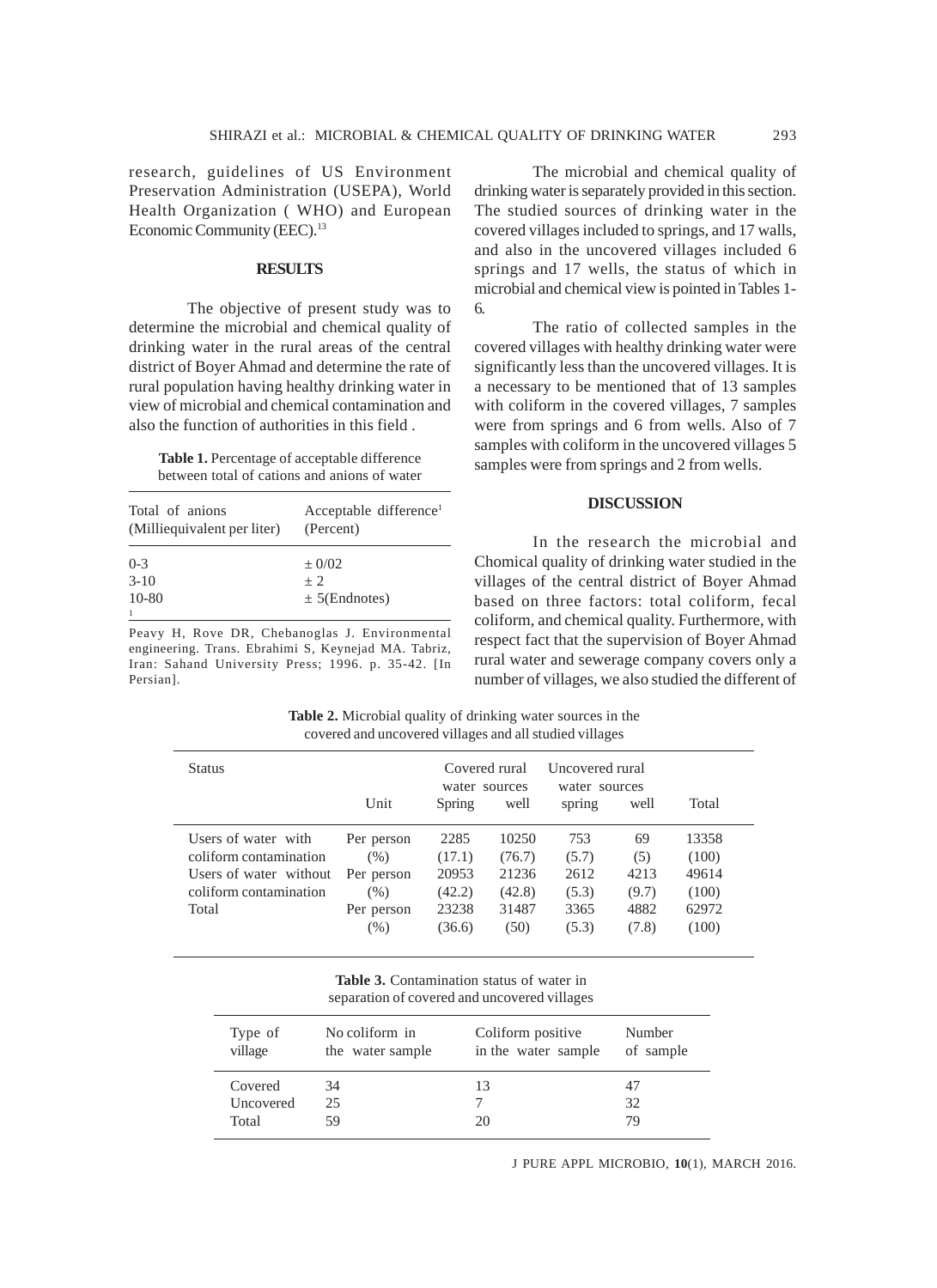research, guidelines of US Environment Preservation Administration (USEPA), World Health Organization ( WHO) and European Economic Community (EEC).[13]

## RESULTS

The objective of present study was to determine the microbial and chemical quality of drinking water in the rural areas of the central district of Boyer Ahmad and determine the rate of rural population having healthy drinking water in view of microbial and chemical contamination and also the function of authorities in this field .

**Table 1.** Percentage of acceptable difference between total of cations and anions of water

| Total of anions (Milliequivalent per liter) | Acceptable difference[1] (Percent) |
|---|---|
| 0-3 | ± 0/02 |
| 3-10 | ± 2 |
| 10-80 | ± 5(Endnotes) |

[1] Peavy H, Rove DR, Chebanoglas J. Environmental engineering. Trans. Ebrahimi S, Keynejad MA. Tabriz, Iran: Sahand University Press; 1996. p. 35-42. [In Persian].

The microbial and chemical quality of drinking water is separately provided in this section. The studied sources of drinking water in the covered villages included to springs, and 17 walls, and also in the uncovered villages included 6 springs and 17 wells, the status of which in microbial and chemical view is pointed in Tables 1-6.

The ratio of collected samples in the covered villages with healthy drinking water were significantly less than the uncovered villages. It is a necessary to be mentioned that of 13 samples with coliform in the covered villages, 7 samples were from springs and 6 from wells. Also of 7 samples with coliform in the uncovered villages 5 samples were from springs and 2 from wells.

## DISCUSSION

In the research the microbial and Chomical quality of drinking water studied in the villages of the central district of Boyer Ahmad based on three factors: total coliform, fecal coliform, and chemical quality. Furthermore, with respect fact that the supervision of Boyer Ahmad rural water and sewerage company covers only a number of villages, we also studied the different of

**Table 2.** Microbial quality of drinking water sources in the covered and uncovered villages and all studied villages

| Status | Unit | Covered rural water sources | | Uncovered rural water sources | | Total |
|---|---|---|---|---|---|---|
| | | Spring | well | spring | well | |
| Users of water with coliform contamination | Per person | 2285 | 10250 | 753 | 69 | 13358 |
| | (%) | (17.1) | (76.7) | (5.7) | (5) | (100) |
| Users of water without coliform contamination | Per person | 20953 | 21236 | 2612 | 4213 | 49614 |
| | (%) | (42.2) | (42.8) | (5.3) | (9.7) | (100) |
| Total | Per person | 23238 | 31487 | 3365 | 4882 | 62972 |
| | (%) | (36.6) | (50) | (5.3) | (7.8) | (100) |

**Table 3.** Contamination status of water in separation of covered and uncovered villages

| Type of village | No coliform in the water sample | Coliform positive in the water sample | Number of sample |
|---|---|---|---|
| Covered | 34 | 13 | 47 |
| Uncovered | 25 | 7 | 32 |
| Total | 59 | 20 | 79 |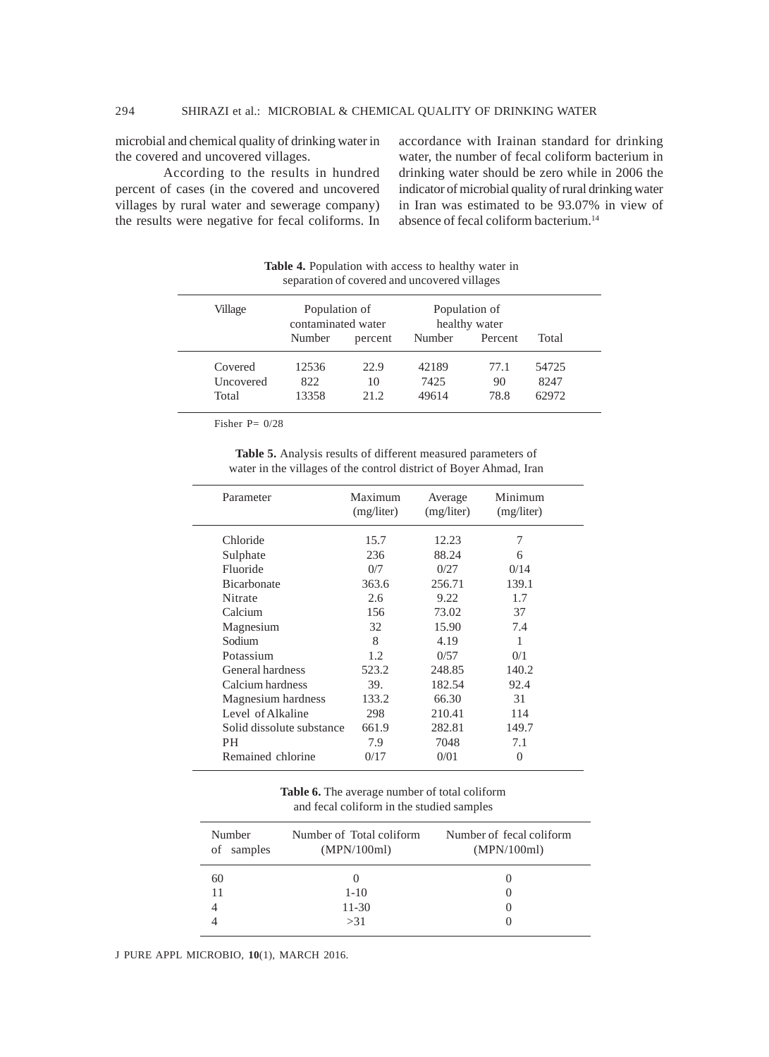microbial and chemical quality of drinking water in the covered and uncovered villages.

According to the results in hundred percent of cases (in the covered and uncovered villages by rural water and sewerage company) the results were negative for fecal coliforms. In accordance with Irainan standard for drinking water, the number of fecal coliform bacterium in drinking water should be zero while in 2006 the indicator of microbial quality of rural drinking water in Iran was estimated to be 93.07% in view of absence of fecal coliform bacterium.[14]

**Table 4.** Population with access to healthy water in separation of covered and uncovered villages

| Village | Population of contaminated water | | Population of healthy water | | Total |
|---|---|---|---|---|---|
| | Number | percent | Number | Percent | |
| Covered | 12536 | 22.9 | 42189 | 77.1 | 54725 |
| Uncovered | 822 | 10 | 7425 | 90 | 8247 |
| Total | 13358 | 21.2 | 49614 | 78.8 | 62972 |

Fisher P= 0/28

**Table 5.** Analysis results of different measured parameters of water in the villages of the control district of Boyer Ahmad, Iran

| Parameter | Maximum (mg/liter) | Average (mg/liter) | Minimum (mg/liter) |
|---|---|---|---|
| Chloride | 15.7 | 12.23 | 7 |
| Sulphate | 236 | 88.24 | 6 |
| Fluoride | 0/7 | 0/27 | 0/14 |
| Bicarbonate | 363.6 | 256.71 | 139.1 |
| Nitrate | 2.6 | 9.22 | 1.7 |
| Calcium | 156 | 73.02 | 37 |
| Magnesium | 32 | 15.90 | 7.4 |
| Sodium | 8 | 4.19 | 1 |
| Potassium | 1.2 | 0/57 | 0/1 |
| General hardness | 523.2 | 248.85 | 140.2 |
| Calcium hardness | 39. | 182.54 | 92.4 |
| Magnesium hardness | 133.2 | 66.30 | 31 |
| Level of Alkaline | 298 | 210.41 | 114 |
| Solid dissolute substance | 661.9 | 282.81 | 149.7 |
| PH | 7.9 | 7048 | 7.1 |
| Remained chlorine | 0/17 | 0/01 | 0 |

**Table 6.** The average number of total coliform and fecal coliform in the studied samples

| Number of samples | Number of Total coliform (MPN/100ml) | Number of fecal coliform (MPN/100ml) |
|---|---|---|
| 60 | 0 | 0 |
| 11 | 1-10 | 0 |
| 4 | 11-30 | 0 |
| 4 | >31 | 0 |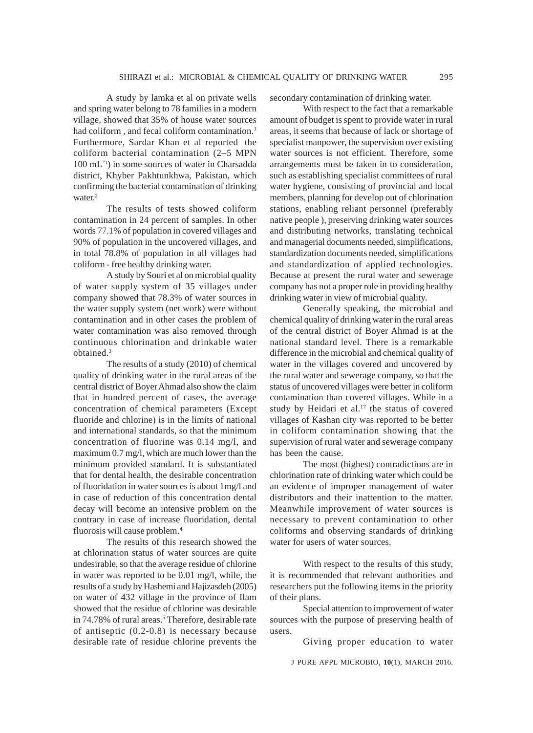A study by lamka et al on private wells and spring water belong to 78 families in a modern village, showed that 35% of house water sources had coliform , and fecal coliform contamination.[1] Furthermore, Sardar Khan et al reported the coliform bacterial contamination (2–5 MPN 100 $mL^{-1}$) in some sources of water in Charsadda district, Khyber Pakhtunkhwa, Pakistan, which confirming the bacterial contamination of drinking water.[2]

The results of tests showed coliform contamination in 24 percent of samples. In other words 77.1% of population in covered villages and 90% of population in the uncovered villages, and in total 78.8% of population in all villages had coliform - free healthy drinking water.

A study by Souri et al on microbial quality of water supply system of 35 villages under company showed that 78.3% of water sources in the water supply system (net work) were without contamination and in other cases the problem of water contamination was also removed through continuous chlorination and drinkable water obtained.[3]

The results of a study (2010) of chemical quality of drinking water in the rural areas of the central district of Boyer Ahmad also show the claim that in hundred percent of cases, the average concentration of chemical parameters (Except fluoride and chlorine) is in the limits of national and international standards, so that the minimum concentration of fluorine was 0.14 mg/l, and maximum 0.7 mg/l, which are much lower than the minimum provided standard. It is substantiated that for dental health, the desirable concentration of fluoridation in water sources is about 1mg/l and in case of reduction of this concentration dental decay will become an intensive problem on the contrary in case of increase fluoridation, dental fluorosis will cause problem.[4]

The results of this research showed the at chlorination status of water sources are quite undesirable, so that the average residue of chlorine in water was reported to be 0.01 mg/l, while, the results of a study by Hashemi and Hajizasdeh (2005) on water of 432 village in the province of Ilam showed that the residue of chlorine was desirable in 74.78% of rural areas.[5] Therefore, desirable rate of antiseptic (0.2-0.8) is necessary because desirable rate of residue chlorine prevents the secondary contamination of drinking water.

With respect to the fact that a remarkable amount of budget is spent to provide water in rural areas, it seems that because of lack or shortage of specialist manpower, the supervision over existing water sources is not efficient. Therefore, some arrangements must be taken in to consideration, such as establishing specialist committees of rural water hygiene, consisting of provincial and local members, planning for develop out of chlorination stations, enabling reliant personnel (preferably native people ), preserving drinking water sources and distributing networks, translating technical and managerial documents needed, simplifications, standardization documents needed, simplifications and standardization of applied technologies. Because at present the rural water and sewerage company has not a proper role in providing healthy drinking water in view of microbial quality.

Generally speaking, the microbial and chemical quality of drinking water in the rural areas of the central district of Boyer Ahmad is at the national standard level. There is a remarkable difference in the microbial and chemical quality of water in the villages covered and uncovered by the rural water and sewerage company, so that the status of uncovered villages were better in coliform contamination than covered villages. While in a study by Heidari et al.[17] the status of covered villages of Kashan city was reported to be better in coliform contamination showing that the supervision of rural water and sewerage company has been the cause.

The most (highest) contradictions are in chlorination rate of drinking water which could be an evidence of improper management of water distributors and their inattention to the matter. Meanwhile improvement of water sources is necessary to prevent contamination to other coliforms and observing standards of drinking water for users of water sources.

With respect to the results of this study, it is recommended that relevant authorities and researchers put the following items in the priority of their plans.

Special attention to improvement of water sources with the purpose of preserving health of users.

Giving proper education to water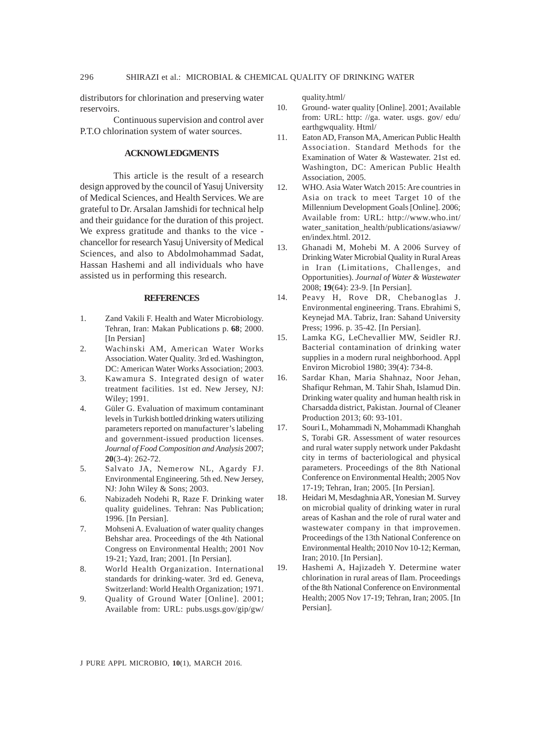distributors for chlorination and preserving water reservoirs.

Continuous supervision and control aver P.T.O chlorination system of water sources.

## ACKNOWLEDGMENTS

This article is the result of a research design approved by the council of Yasuj University of Medical Sciences, and Health Services. We are grateful to Dr. Arsalan Jamshidi for technical help and their guidance for the duration of this project. We express gratitude and thanks to the vice - chancellor for research Yasuj University of Medical Sciences, and also to Abdolmohammad Sadat, Hassan Hashemi and all individuals who have assisted us in performing this research.

## REFERENCES

1. Zand Vakili F. Health and Water Microbiology. Tehran, Iran: Makan Publications p. **68**; 2000. [In Persian]
2. Wachinski AM, American Water Works Association. Water Quality. 3rd ed. Washington, DC: American Water Works Association; 2003.
3. Kawamura S. Integrated design of water treatment facilities. 1st ed. New Jersey, NJ: Wiley; 1991.
4. Güler G. Evaluation of maximum contaminant levels in Turkish bottled drinking waters utilizing parameters reported on manufacturer's labeling and government-issued production licenses. *Journal of Food Composition and Analysis* 2007; **20**(3-4): 262-72.
5. Salvato JA, Nemerow NL, Agardy FJ. Environmental Engineering. 5th ed. New Jersey, NJ: John Wiley & Sons; 2003.
6. Nabizadeh Nodehi R, Raze F. Drinking water quality guidelines. Tehran: Nas Publication; 1996. [In Persian].
7. Mohseni A. Evaluation of water quality changes Behshar area. Proceedings of the 4th National Congress on Environmental Health; 2001 Nov 19-21; Yazd, Iran; 2001. [In Persian].
8. World Health Organization. International standards for drinking-water. 3rd ed. Geneva, Switzerland: World Health Organization; 1971.
9. Quality of Ground Water [Online]. 2001; Available from: URL: pubs.usgs.gov/gip/gw/quality.html/
10. Ground- water quality [Online]. 2001; Available from: URL: http: //ga. water. usgs. gov/ edu/ earthgwquality. Html/
11. Eaton AD, Franson MA, American Public Health Association. Standard Methods for the Examination of Water & Wastewater. 21st ed. Washington, DC: American Public Health Association, 2005.
12. WHO. Asia Water Watch 2015: Are countries in Asia on track to meet Target 10 of the Millennium Development Goals [Online]. 2006; Available from: URL: http://www.who.int/water_sanitation_health/publications/asiaww/en/index.html. 2012.
13. Ghanadi M, Mohebi M. A 2006 Survey of Drinking Water Microbial Quality in Rural Areas in Iran (Limitations, Challenges, and Opportunities). *Journal of Water & Wastewater* 2008; **19**(64): 23-9. [In Persian].
14. Peavy H, Rove DR, Chebanoglas J. Environmental engineering. Trans. Ebrahimi S, Keynejad MA. Tabriz, Iran: Sahand University Press; 1996. p. 35-42. [In Persian].
15. Lamka KG, LeChevallier MW, Seidler RJ. Bacterial contamination of drinking water supplies in a modern rural neighborhood. Appl Environ Microbiol 1980; 39(4): 734-8.
16. Sardar Khan, Maria Shahnaz, Noor Jehan, Shafiqur Rehman, M. Tahir Shah, Islamud Din. Drinking water quality and human health risk in Charsadda district, Pakistan. Journal of Cleaner Production 2013; 60: 93-101.
17. Souri L, Mohammadi N, Mohammadi Khanghah S, Torabi GR. Assessment of water resources and rural water supply network under Pakdasht city in terms of bacteriological and physical parameters. Proceedings of the 8th National Conference on Environmental Health; 2005 Nov 17-19; Tehran, Iran; 2005. [In Persian].
18. Heidari M, Mesdaghnia AR, Yonesian M. Survey on microbial quality of drinking water in rural areas of Kashan and the role of rural water and wastewater company in that improvemen. Proceedings of the 13th National Conference on Environmental Health; 2010 Nov 10-12; Kerman, Iran; 2010. [In Persian].
19. Hashemi A, Hajizadeh Y. Determine water chlorination in rural areas of Ilam. Proceedings of the 8th National Conference on Environmental Health; 2005 Nov 17-19; Tehran, Iran; 2005. [In Persian].